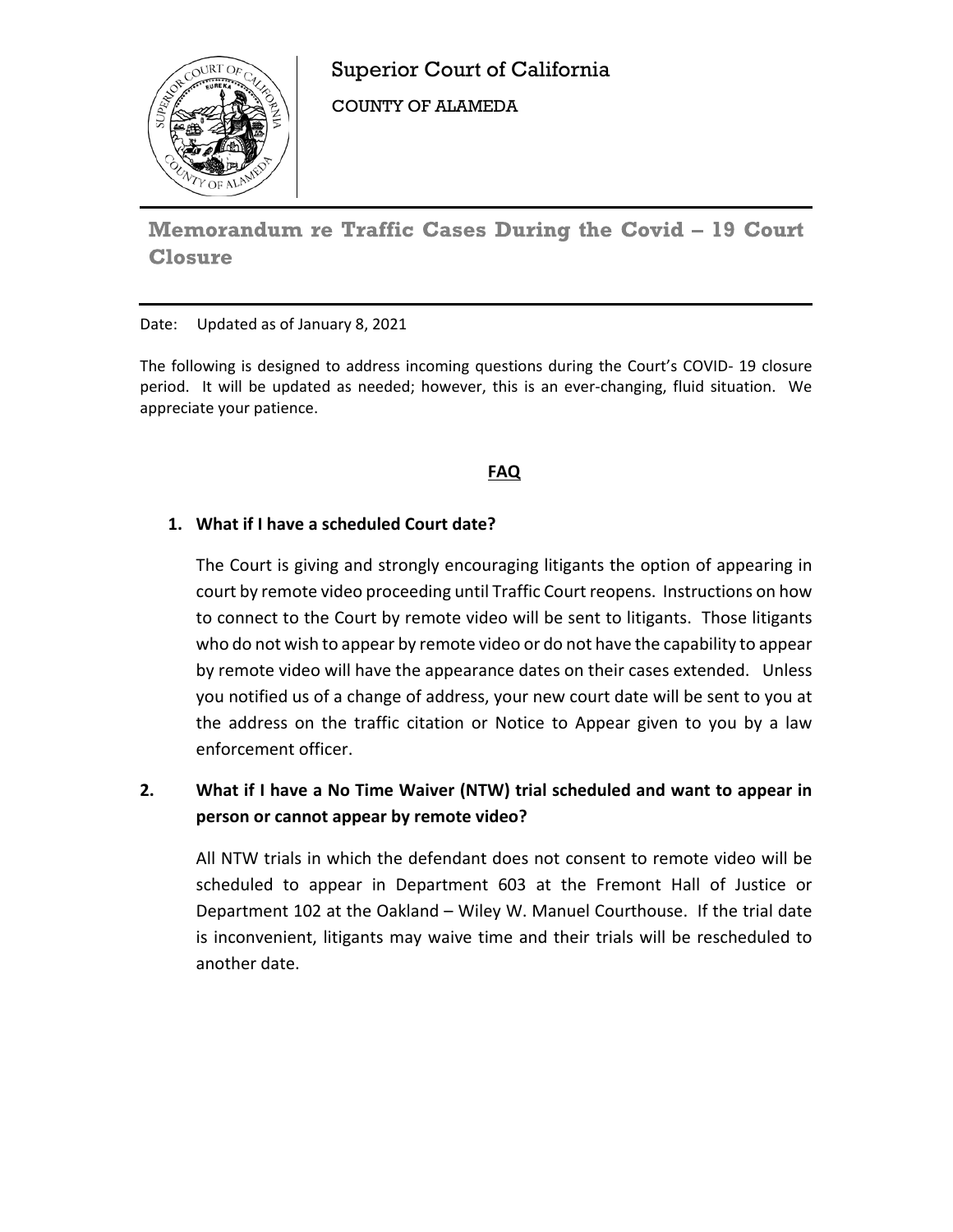Superior Court of California

COUNTY OF ALAMEDA

# Memorandum re Traffic Cases During the Covid – 19 Court Closure

Date: Updated as of January 8, 2021

The following is designed to address incoming questions during the Court's COVID- 19 closure period. It will be updated as needed; however, this is an ever-changing, fluid situation. We appreciate your patience.

## FAQ

**1. What if I have a scheduled Court date?**

The Court is giving and strongly encouraging litigants the option of appearing in court by remote video proceeding until Traffic Court reopens. Instructions on how to connect to the Court by remote video will be sent to litigants. Those litigants who do not wish to appear by remote video or do not have the capability to appear by remote video will have the appearance dates on their cases extended. Unless you notified us of a change of address, your new court date will be sent to you at the address on the traffic citation or Notice to Appear given to you by a law enforcement officer.

**2. What if I have a No Time Waiver (NTW) trial scheduled and want to appear in person or cannot appear by remote video?**

All NTW trials in which the defendant does not consent to remote video will be scheduled to appear in Department 603 at the Fremont Hall of Justice or Department 102 at the Oakland – Wiley W. Manuel Courthouse. If the trial date is inconvenient, litigants may waive time and their trials will be rescheduled to another date.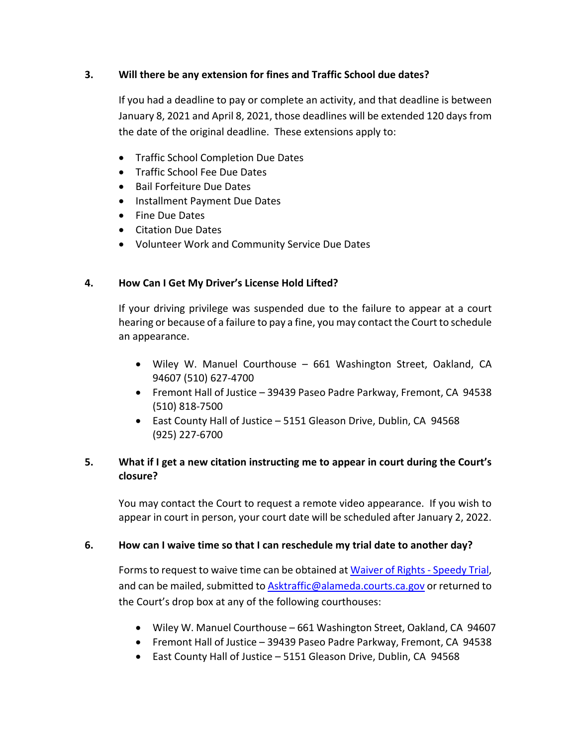### 3. Will there be any extension for fines and Traffic School due dates?

If you had a deadline to pay or complete an activity, and that deadline is between January 8, 2021 and April 8, 2021, those deadlines will be extended 120 days from the date of the original deadline. These extensions apply to:

- Traffic School Completion Due Dates
- Traffic School Fee Due Dates
- Bail Forfeiture Due Dates
- Installment Payment Due Dates
- Fine Due Dates
- Citation Due Dates
- Volunteer Work and Community Service Due Dates

### 4. How Can I Get My Driver's License Hold Lifted?

If your driving privilege was suspended due to the failure to appear at a court hearing or because of a failure to pay a fine, you may contact the Court to schedule an appearance.

- Wiley W. Manuel Courthouse – 661 Washington Street, Oakland, CA 94607 (510) 627-4700
- Fremont Hall of Justice – 39439 Paseo Padre Parkway, Fremont, CA 94538 (510) 818-7500
- East County Hall of Justice – 5151 Gleason Drive, Dublin, CA 94568 (925) 227-6700

### 5. What if I get a new citation instructing me to appear in court during the Court's closure?

You may contact the Court to request a remote video appearance. If you wish to appear in court in person, your court date will be scheduled after January 2, 2022.

### 6. How can I waive time so that I can reschedule my trial date to another day?

Forms to request to waive time can be obtained at Waiver of Rights - Speedy Trial, and can be mailed, submitted to Asktraffic@alameda.courts.ca.gov or returned to the Court's drop box at any of the following courthouses:

- Wiley W. Manuel Courthouse – 661 Washington Street, Oakland, CA 94607
- Fremont Hall of Justice – 39439 Paseo Padre Parkway, Fremont, CA 94538
- East County Hall of Justice – 5151 Gleason Drive, Dublin, CA 94568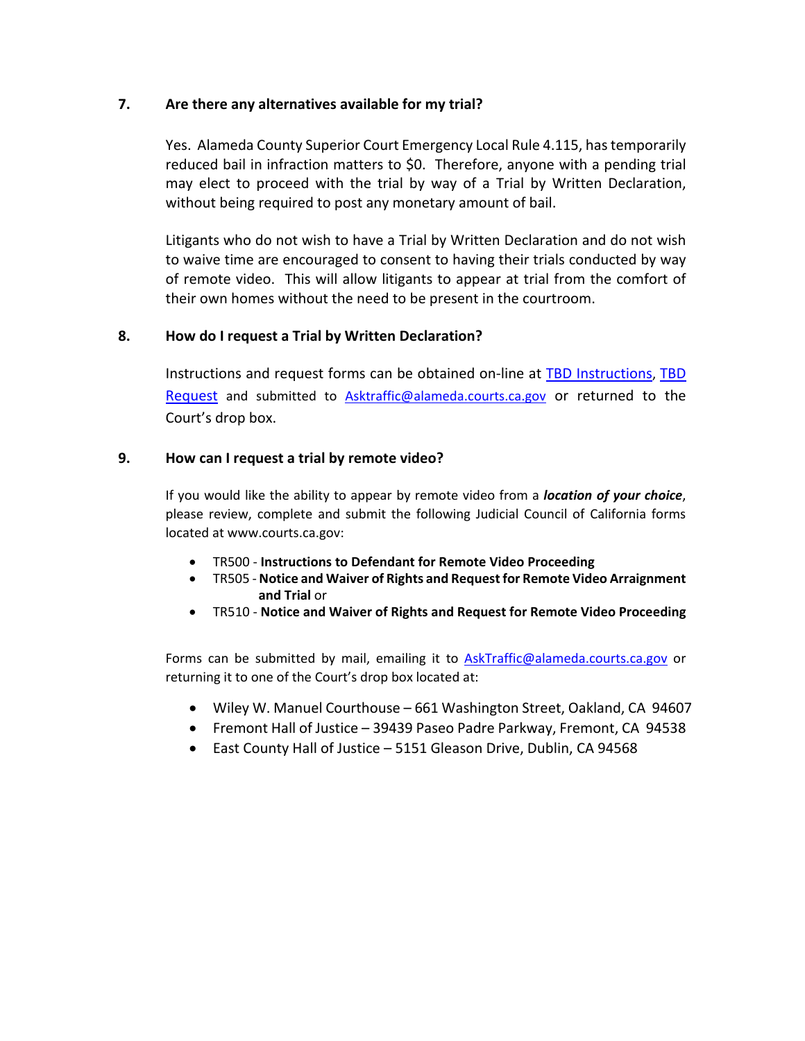**7. Are there any alternatives available for my trial?**

Yes. Alameda County Superior Court Emergency Local Rule 4.115, has temporarily reduced bail in infraction matters to $0. Therefore, anyone with a pending trial may elect to proceed with the trial by way of a Trial by Written Declaration, without being required to post any monetary amount of bail.

Litigants who do not wish to have a Trial by Written Declaration and do not wish to waive time are encouraged to consent to having their trials conducted by way of remote video. This will allow litigants to appear at trial from the comfort of their own homes without the need to be present in the courtroom.

**8. How do I request a Trial by Written Declaration?**

Instructions and request forms can be obtained on-line at TBD Instructions, TBD Request and submitted to Asktraffic@alameda.courts.ca.gov or returned to the Court's drop box.

**9. How can I request a trial by remote video?**

If you would like the ability to appear by remote video from a ***location of your choice***, please review, complete and submit the following Judicial Council of California forms located at www.courts.ca.gov:

- TR500 - **Instructions to Defendant for Remote Video Proceeding**
- TR505 - **Notice and Waiver of Rights and Request for Remote Video Arraignment and Trial** or
- TR510 - **Notice and Waiver of Rights and Request for Remote Video Proceeding**

Forms can be submitted by mail, emailing it to AskTraffic@alameda.courts.ca.gov or returning it to one of the Court's drop box located at:

- Wiley W. Manuel Courthouse – 661 Washington Street, Oakland, CA 94607
- Fremont Hall of Justice – 39439 Paseo Padre Parkway, Fremont, CA 94538
- East County Hall of Justice – 5151 Gleason Drive, Dublin, CA 94568